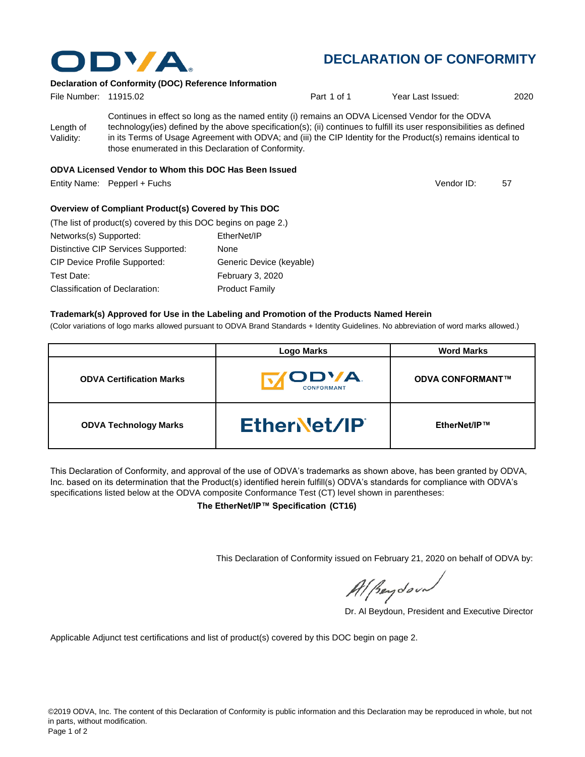# DECLARATION OF CONFORMITY

### Declaration of Conformity (DOC) Reference Information

File Number: 11915.02 Part 1 of 1 Year Last Issued: 2020

Length of Validity: Continues in effect so long as the named entity (i) remains an ODVA Licensed Vendor for the ODVA technology(ies) defined by the above specification(s); (ii) continues to fulfill its user responsibilities as defined in its Terms of Usage Agreement with ODVA; and (iii) the CIP Identity for the Product(s) remains identical to those enumerated in this Declaration of Conformity.

### ODVA Licensed Vendor to Whom this DOC Has Been Issued

Entity Name: Pepperl + Fuchs Vendor ID: 57

### Overview of Compliant Product(s) Covered by This DOC

(The list of product(s) covered by this DOC begins on page 2.)

Networks(s) Supported: EtherNet/IP
Distinctive CIP Services Supported: None
CIP Device Profile Supported: Generic Device (keyable)
Test Date: February 3, 2020
Classification of Declaration: Product Family

### Trademark(s) Approved for Use in the Labeling and Promotion of the Products Named Herein

(Color variations of logo marks allowed pursuant to ODVA Brand Standards + Identity Guidelines. No abbreviation of word marks allowed.)

| | Logo Marks | Word Marks |
|---|---|---|
| **ODVA Certification Marks** | ODVA CONFORMANT | **ODVA CONFORMANT™** |
| **ODVA Technology Marks** | EtherNet/IP | **EtherNet/IP™** |

This Declaration of Conformity, and approval of the use of ODVA's trademarks as shown above, has been granted by ODVA, Inc. based on its determination that the Product(s) identified herein fulfill(s) ODVA's standards for compliance with ODVA's specifications listed below at the ODVA composite Conformance Test (CT) level shown in parentheses:

**The EtherNet/IP™ Specification (CT16)**

This Declaration of Conformity issued on February 21, 2020 on behalf of ODVA by:

Dr. Al Beydoun, President and Executive Director

Applicable Adjunct test certifications and list of product(s) covered by this DOC begin on page 2.

©2019 ODVA, Inc. The content of this Declaration of Conformity is public information and this Declaration may be reproduced in whole, but not in parts, without modification.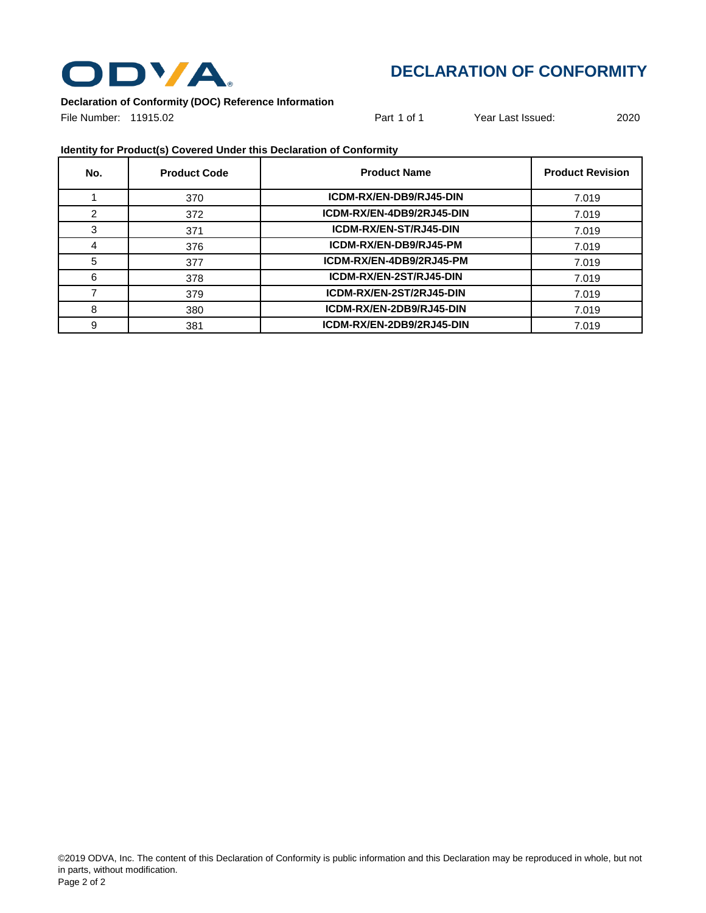ODVA®

# DECLARATION OF CONFORMITY

**Declaration of Conformity (DOC) Reference Information**

File Number: 11915.02 Part 1 of 1 Year Last Issued: 2020

**Identity for Product(s) Covered Under this Declaration of Conformity**

| No. | Product Code | Product Name | Product Revision |
|---|---|---|---|
| 1 | 370 | **ICDM-RX/EN-DB9/RJ45-DIN** | 7.019 |
| 2 | 372 | **ICDM-RX/EN-4DB9/2RJ45-DIN** | 7.019 |
| 3 | 371 | **ICDM-RX/EN-ST/RJ45-DIN** | 7.019 |
| 4 | 376 | **ICDM-RX/EN-DB9/RJ45-PM** | 7.019 |
| 5 | 377 | **ICDM-RX/EN-4DB9/2RJ45-PM** | 7.019 |
| 6 | 378 | **ICDM-RX/EN-2ST/RJ45-DIN** | 7.019 |
| 7 | 379 | **ICDM-RX/EN-2ST/2RJ45-DIN** | 7.019 |
| 8 | 380 | **ICDM-RX/EN-2DB9/RJ45-DIN** | 7.019 |
| 9 | 381 | **ICDM-RX/EN-2DB9/2RJ45-DIN** | 7.019 |

©2019 ODVA, Inc. The content of this Declaration of Conformity is public information and this Declaration may be reproduced in whole, but not in parts, without modification.